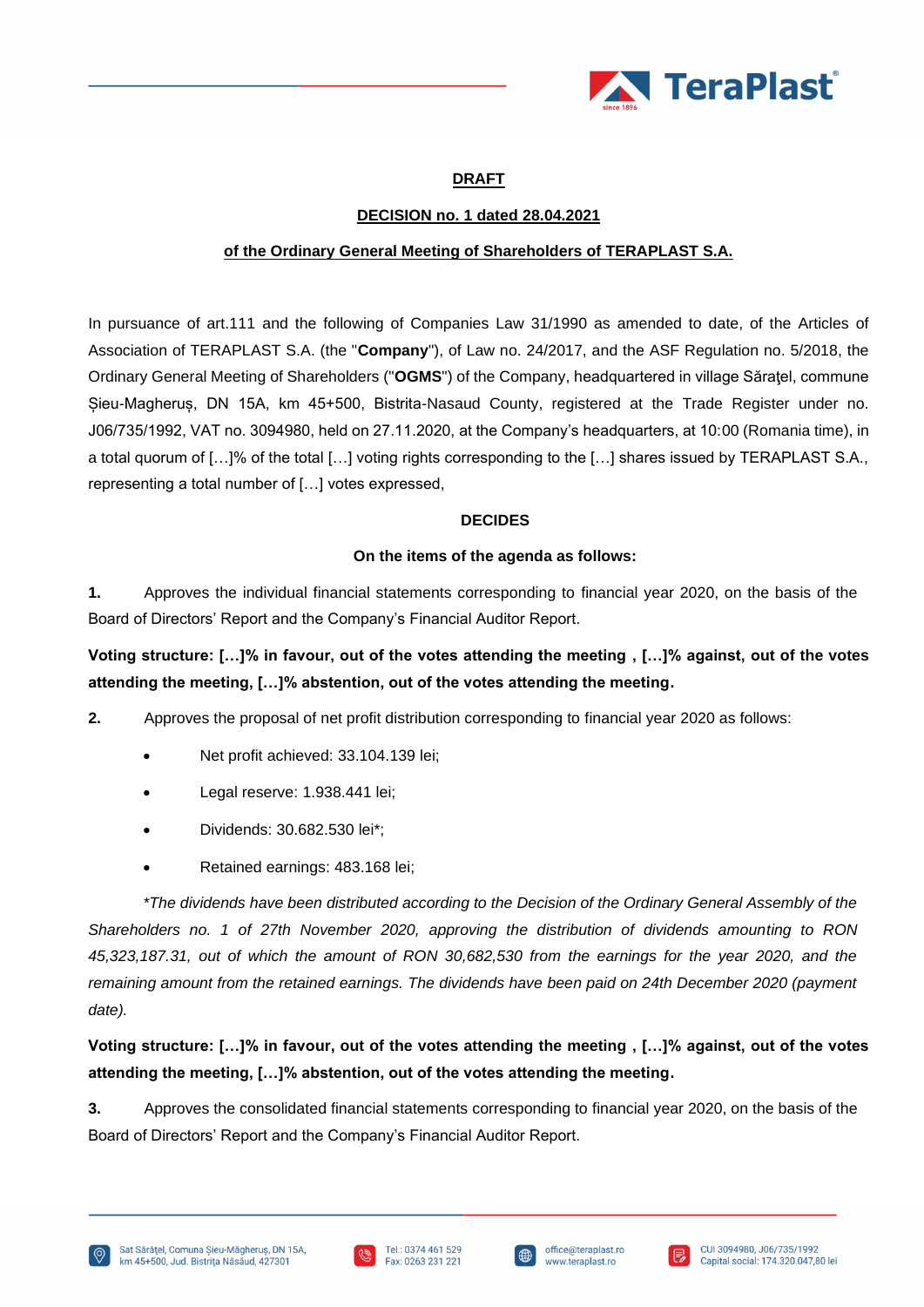**DRAFT**

**DECISION no. 1 dated 28.04.2021**

**of the Ordinary General Meeting of Shareholders of TERAPLAST S.A.**

In pursuance of art.111 and the following of Companies Law 31/1990 as amended to date, of the Articles of Association of TERAPLAST S.A. (the "**Company**"), of Law no. 24/2017, and the ASF Regulation no. 5/2018, the Ordinary General Meeting of Shareholders ("**OGMS**") of the Company, headquartered in village Săraţel, commune Șieu-Magheruș, DN 15A, km 45+500, Bistrita-Nasaud County, registered at the Trade Register under no. J06/735/1992, VAT no. 3094980, held on 27.11.2020, at the Company's headquarters, at 10:00 (Romania time), in a total quorum of […]% of the total […] voting rights corresponding to the […] shares issued by TERAPLAST S.A., representing a total number of […] votes expressed,

**DECIDES**

**On the items of the agenda as follows:**

**1.** Approves the individual financial statements corresponding to financial year 2020, on the basis of the Board of Directors' Report and the Company's Financial Auditor Report.

**Voting structure: […]% in favour, out of the votes attending the meeting , […]% against, out of the votes attending the meeting, […]% abstention, out of the votes attending the meeting.**

**2.** Approves the proposal of net profit distribution corresponding to financial year 2020 as follows:

- Net profit achieved: 33.104.139 lei;
- Legal reserve: 1.938.441 lei;
- Dividends: 30.682.530 lei*;
- Retained earnings: 483.168 lei;

*\*The dividends have been distributed according to the Decision of the Ordinary General Assembly of the Shareholders no. 1 of 27th November 2020, approving the distribution of dividends amounting to RON 45,323,187.31, out of which the amount of RON 30,682,530 from the earnings for the year 2020, and the remaining amount from the retained earnings. The dividends have been paid on 24th December 2020 (payment date).*

**Voting structure: […]% in favour, out of the votes attending the meeting , […]% against, out of the votes attending the meeting, […]% abstention, out of the votes attending the meeting.**

**3.** Approves the consolidated financial statements corresponding to financial year 2020, on the basis of the Board of Directors' Report and the Company's Financial Auditor Report.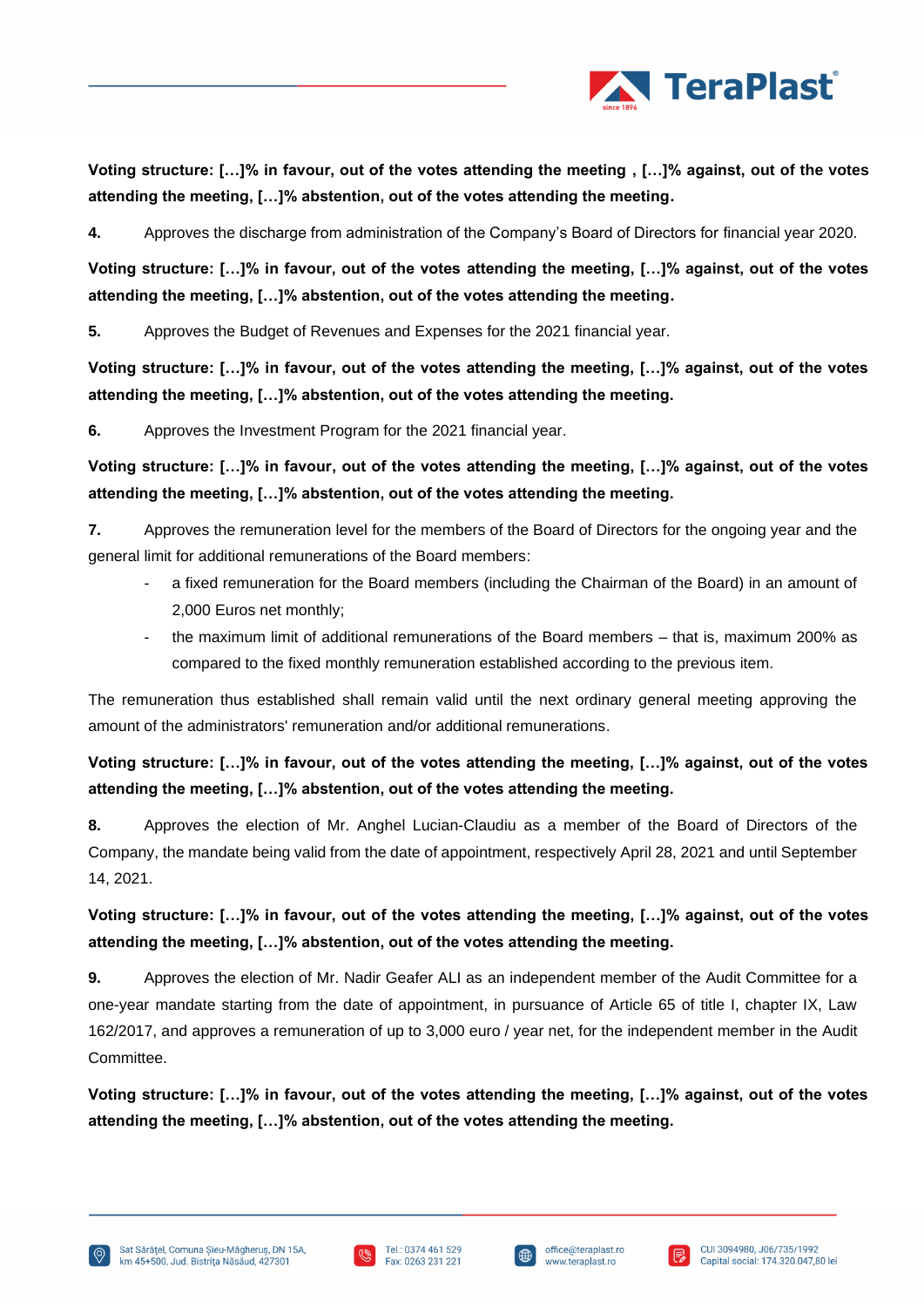**Voting structure: […]% in favour, out of the votes attending the meeting , […]% against, out of the votes attending the meeting, […]% abstention, out of the votes attending the meeting.**

**4.** Approves the discharge from administration of the Company's Board of Directors for financial year 2020.

**Voting structure: […]% in favour, out of the votes attending the meeting, […]% against, out of the votes attending the meeting, […]% abstention, out of the votes attending the meeting.**

**5.** Approves the Budget of Revenues and Expenses for the 2021 financial year.

**Voting structure: […]% in favour, out of the votes attending the meeting, […]% against, out of the votes attending the meeting, […]% abstention, out of the votes attending the meeting.**

**6.** Approves the Investment Program for the 2021 financial year.

**Voting structure: […]% in favour, out of the votes attending the meeting, […]% against, out of the votes attending the meeting, […]% abstention, out of the votes attending the meeting.**

**7.** Approves the remuneration level for the members of the Board of Directors for the ongoing year and the general limit for additional remunerations of the Board members:

- a fixed remuneration for the Board members (including the Chairman of the Board) in an amount of 2,000 Euros net monthly;
- the maximum limit of additional remunerations of the Board members – that is, maximum 200% as compared to the fixed monthly remuneration established according to the previous item.

The remuneration thus established shall remain valid until the next ordinary general meeting approving the amount of the administrators' remuneration and/or additional remunerations.

**Voting structure: […]% in favour, out of the votes attending the meeting, […]% against, out of the votes attending the meeting, […]% abstention, out of the votes attending the meeting.**

**8.** Approves the election of Mr. Anghel Lucian-Claudiu as a member of the Board of Directors of the Company, the mandate being valid from the date of appointment, respectively April 28, 2021 and until September 14, 2021.

**Voting structure: […]% in favour, out of the votes attending the meeting, […]% against, out of the votes attending the meeting, […]% abstention, out of the votes attending the meeting.**

**9.** Approves the election of Mr. Nadir Geafer ALI as an independent member of the Audit Committee for a one-year mandate starting from the date of appointment, in pursuance of Article 65 of title I, chapter IX, Law 162/2017, and approves a remuneration of up to 3,000 euro / year net, for the independent member in the Audit Committee.

**Voting structure: […]% in favour, out of the votes attending the meeting, […]% against, out of the votes attending the meeting, […]% abstention, out of the votes attending the meeting.**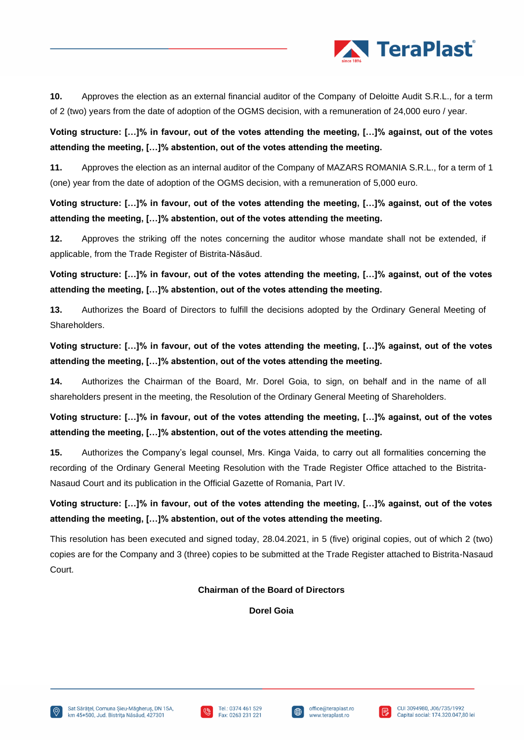**10.** Approves the election as an external financial auditor of the Company of Deloitte Audit S.R.L., for a term of 2 (two) years from the date of adoption of the OGMS decision, with a remuneration of 24,000 euro / year.

**Voting structure: […]% in favour, out of the votes attending the meeting, […]% against, out of the votes attending the meeting, […]% abstention, out of the votes attending the meeting.**

**11.** Approves the election as an internal auditor of the Company of MAZARS ROMANIA S.R.L., for a term of 1 (one) year from the date of adoption of the OGMS decision, with a remuneration of 5,000 euro.

**Voting structure: […]% in favour, out of the votes attending the meeting, […]% against, out of the votes attending the meeting, […]% abstention, out of the votes attending the meeting.**

**12.** Approves the striking off the notes concerning the auditor whose mandate shall not be extended, if applicable, from the Trade Register of Bistrita-Năsăud.

**Voting structure: […]% in favour, out of the votes attending the meeting, […]% against, out of the votes attending the meeting, […]% abstention, out of the votes attending the meeting.**

**13.** Authorizes the Board of Directors to fulfill the decisions adopted by the Ordinary General Meeting of Shareholders.

**Voting structure: […]% in favour, out of the votes attending the meeting, […]% against, out of the votes attending the meeting, […]% abstention, out of the votes attending the meeting.**

**14.** Authorizes the Chairman of the Board, Mr. Dorel Goia, to sign, on behalf and in the name of all shareholders present in the meeting, the Resolution of the Ordinary General Meeting of Shareholders.

**Voting structure: […]% in favour, out of the votes attending the meeting, […]% against, out of the votes attending the meeting, […]% abstention, out of the votes attending the meeting.**

**15.** Authorizes the Company's legal counsel, Mrs. Kinga Vaida, to carry out all formalities concerning the recording of the Ordinary General Meeting Resolution with the Trade Register Office attached to the Bistrita-Nasaud Court and its publication in the Official Gazette of Romania, Part IV.

**Voting structure: […]% in favour, out of the votes attending the meeting, […]% against, out of the votes attending the meeting, […]% abstention, out of the votes attending the meeting.**

This resolution has been executed and signed today, 28.04.2021, in 5 (five) original copies, out of which 2 (two) copies are for the Company and 3 (three) copies to be submitted at the Trade Register attached to Bistrita-Nasaud Court.

**Chairman of the Board of Directors**

**Dorel Goia**